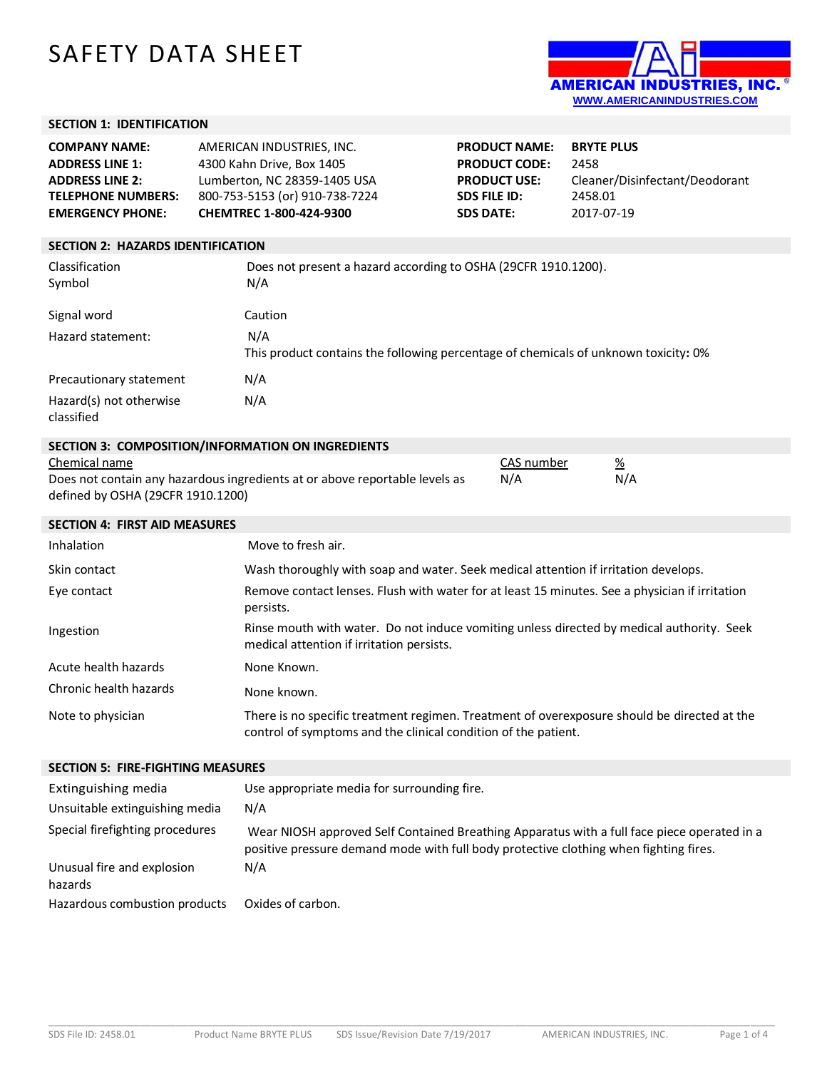# SAFETY DATA SHEET

AMERICAN INDUSTRIES, INC.
WWW.AMERICANINDUSTRIES.COM

## SECTION 1: IDENTIFICATION

| | | | |
|---|---|---|---|
| **COMPANY NAME:** | AMERICAN INDUSTRIES, INC. | **PRODUCT NAME:** | **BRYTE PLUS** |
| **ADDRESS LINE 1:** | 4300 Kahn Drive, Box 1405 | **PRODUCT CODE:** | 2458 |
| **ADDRESS LINE 2:** | Lumberton, NC 28359-1405 USA | **PRODUCT USE:** | Cleaner/Disinfectant/Deodorant |
| **TELEPHONE NUMBERS:** | 800-753-5153 (or) 910-738-7224 | **SDS FILE ID:** | 2458.01 |
| **EMERGENCY PHONE:** | **CHEMTREC 1-800-424-9300** | **SDS DATE:** | 2017-07-19 |

## SECTION 2: HAZARDS IDENTIFICATION

| | |
|---|---|
| Classification | Does not present a hazard according to OSHA (29CFR 1910.1200). |
| Symbol | N/A |
| Signal word | Caution |
| Hazard statement: | N/A<br>This product contains the following percentage of chemicals of unknown toxicity: 0% |
| Precautionary statement | N/A |
| Hazard(s) not otherwise classified | N/A |

## SECTION 3: COMPOSITION/INFORMATION ON INGREDIENTS

| Chemical name | CAS number | % |
|---|---|---|
| Does not contain any hazardous ingredients at or above reportable levels as defined by OSHA (29CFR 1910.1200) | N/A | N/A |

## SECTION 4: FIRST AID MEASURES

| | |
|---|---|
| Inhalation | Move to fresh air. |
| Skin contact | Wash thoroughly with soap and water. Seek medical attention if irritation develops. |
| Eye contact | Remove contact lenses. Flush with water for at least 15 minutes. See a physician if irritation persists. |
| Ingestion | Rinse mouth with water. Do not induce vomiting unless directed by medical authority. Seek medical attention if irritation persists. |
| Acute health hazards | None Known. |
| Chronic health hazards | None known. |
| Note to physician | There is no specific treatment regimen. Treatment of overexposure should be directed at the control of symptoms and the clinical condition of the patient. |

## SECTION 5: FIRE-FIGHTING MEASURES

| | |
|---|---|
| Extinguishing media | Use appropriate media for surrounding fire. |
| Unsuitable extinguishing media | N/A |
| Special firefighting procedures | Wear NIOSH approved Self Contained Breathing Apparatus with a full face piece operated in a positive pressure demand mode with full body protective clothing when fighting fires. |
| Unusual fire and explosion hazards | N/A |
| Hazardous combustion products | Oxides of carbon. |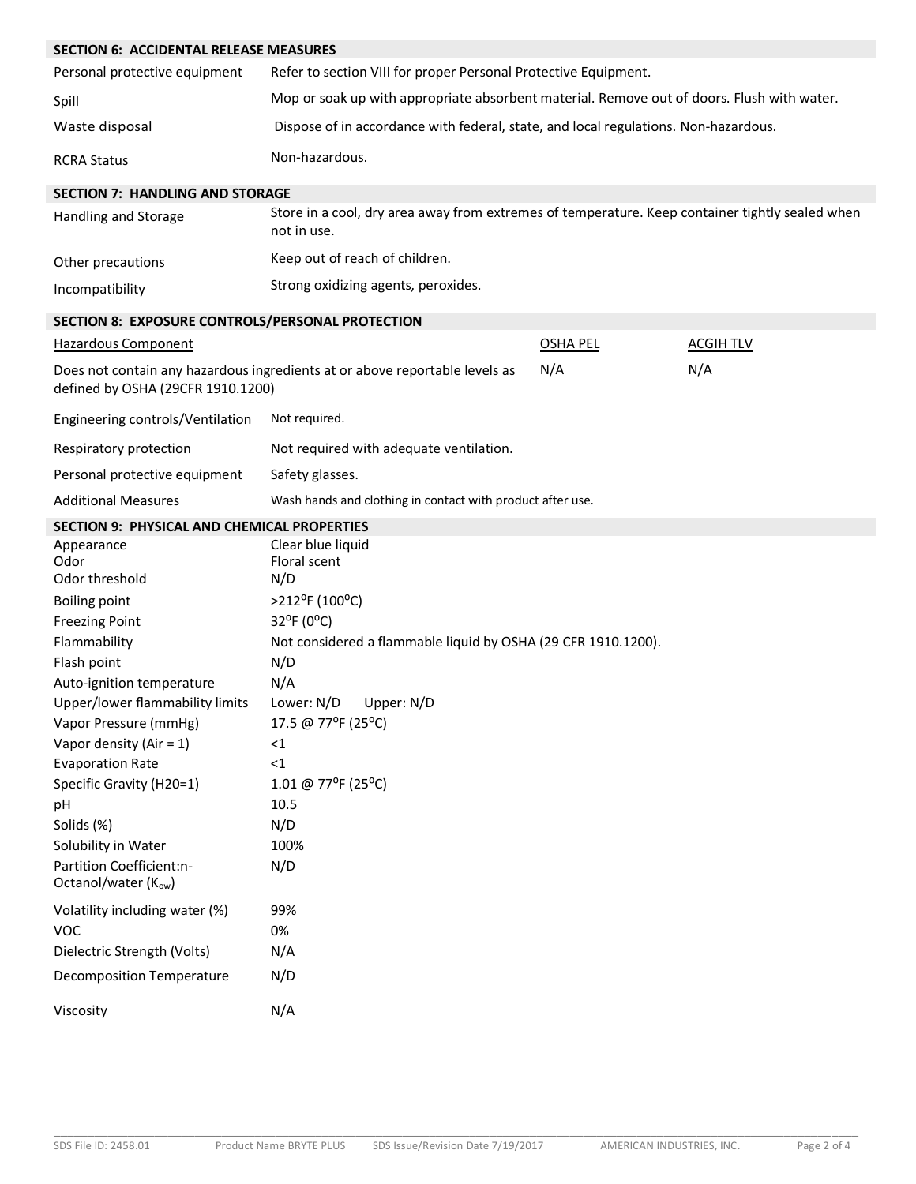## SECTION 6: ACCIDENTAL RELEASE MEASURES

| | |
|---|---|
| Personal protective equipment | Refer to section VIII for proper Personal Protective Equipment. |
| Spill | Mop or soak up with appropriate absorbent material. Remove out of doors. Flush with water. |
| Waste disposal | Dispose of in accordance with federal, state, and local regulations. Non-hazardous. |
| RCRA Status | Non-hazardous. |

## SECTION 7: HANDLING AND STORAGE

| | |
|---|---|
| Handling and Storage | Store in a cool, dry area away from extremes of temperature. Keep container tightly sealed when not in use. |
| Other precautions | Keep out of reach of children. |
| Incompatibility | Strong oxidizing agents, peroxides. |

## SECTION 8: EXPOSURE CONTROLS/PERSONAL PROTECTION

| Hazardous Component | OSHA PEL | ACGIH TLV |
|---|---|---|
| Does not contain any hazardous ingredients at or above reportable levels as defined by OSHA (29CFR 1910.1200) | N/A | N/A |

| | |
|---|---|
| Engineering controls/Ventilation | Not required. |
| Respiratory protection | Not required with adequate ventilation. |
| Personal protective equipment | Safety glasses. |
| Additional Measures | Wash hands and clothing in contact with product after use. |

## SECTION 9: PHYSICAL AND CHEMICAL PROPERTIES

| | |
|---|---|
| Appearance | Clear blue liquid |
| Odor | Floral scent |
| Odor threshold | N/D |
| Boiling point | >212°F (100°C) |
| Freezing Point | 32°F (0°C) |
| Flammability | Not considered a flammable liquid by OSHA (29 CFR 1910.1200). |
| Flash point | N/D |
| Auto-ignition temperature | N/A |
| Upper/lower flammability limits | Lower: N/D Upper: N/D |
| Vapor Pressure (mmHg) | 17.5 @ 77°F (25°C) |
| Vapor density (Air = 1) | <1 |
| Evaporation Rate | <1 |
| Specific Gravity (H20=1) | 1.01 @ 77°F (25°C) |
| pH | 10.5 |
| Solids (%) | N/D |
| Solubility in Water | 100% |
| Partition Coefficient:n-Octanol/water ($K_{ow}$) | N/D |
| Volatility including water (%) | 99% |
| VOC | 0% |
| Dielectric Strength (Volts) | N/A |
| Decomposition Temperature | N/D |
| Viscosity | N/A |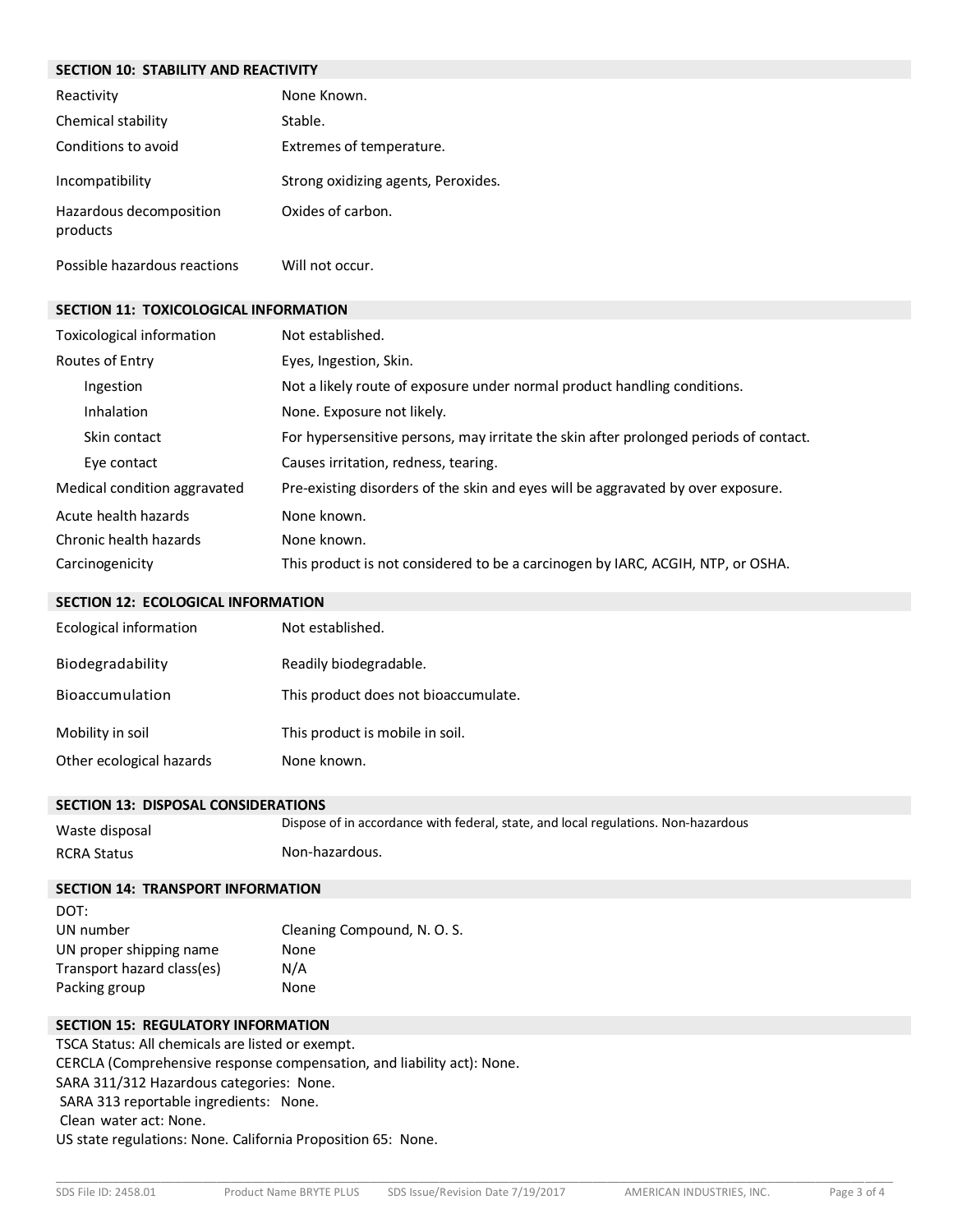## SECTION 10: STABILITY AND REACTIVITY

| | |
|---|---|
| Reactivity | None Known. |
| Chemical stability | Stable. |
| Conditions to avoid | Extremes of temperature. |
| Incompatibility | Strong oxidizing agents, Peroxides. |
| Hazardous decomposition products | Oxides of carbon. |
| Possible hazardous reactions | Will not occur. |

## SECTION 11: TOXICOLOGICAL INFORMATION

| | |
|---|---|
| Toxicological information | Not established. |
| Routes of Entry | Eyes, Ingestion, Skin. |
| Ingestion | Not a likely route of exposure under normal product handling conditions. |
| Inhalation | None. Exposure not likely. |
| Skin contact | For hypersensitive persons, may irritate the skin after prolonged periods of contact. |
| Eye contact | Causes irritation, redness, tearing. |
| Medical condition aggravated | Pre-existing disorders of the skin and eyes will be aggravated by over exposure. |
| Acute health hazards | None known. |
| Chronic health hazards | None known. |
| Carcinogenicity | This product is not considered to be a carcinogen by IARC, ACGIH, NTP, or OSHA. |

## SECTION 12: ECOLOGICAL INFORMATION

| | |
|---|---|
| Ecological information | Not established. |
| Biodegradability | Readily biodegradable. |
| Bioaccumulation | This product does not bioaccumulate. |
| Mobility in soil | This product is mobile in soil. |
| Other ecological hazards | None known. |

## SECTION 13: DISPOSAL CONSIDERATIONS

| | |
|---|---|
| Waste disposal | Dispose of in accordance with federal, state, and local regulations. Non-hazardous |
| RCRA Status | Non-hazardous. |

## SECTION 14: TRANSPORT INFORMATION

DOT:

| | |
|---|---|
| UN number | Cleaning Compound, N. O. S. |
| UN proper shipping name | None |
| Transport hazard class(es) | N/A |
| Packing group | None |

## SECTION 15: REGULATORY INFORMATION

TSCA Status: All chemicals are listed or exempt.
CERCLA (Comprehensive response compensation, and liability act): None.
SARA 311/312 Hazardous categories: None.
SARA 313 reportable ingredients: None.
Clean water act: None.
US state regulations: None. California Proposition 65: None.

SDS File ID: 2458.01 Product Name BRYTE PLUS SDS Issue/Revision Date 7/19/2017 AMERICAN INDUSTRIES, INC.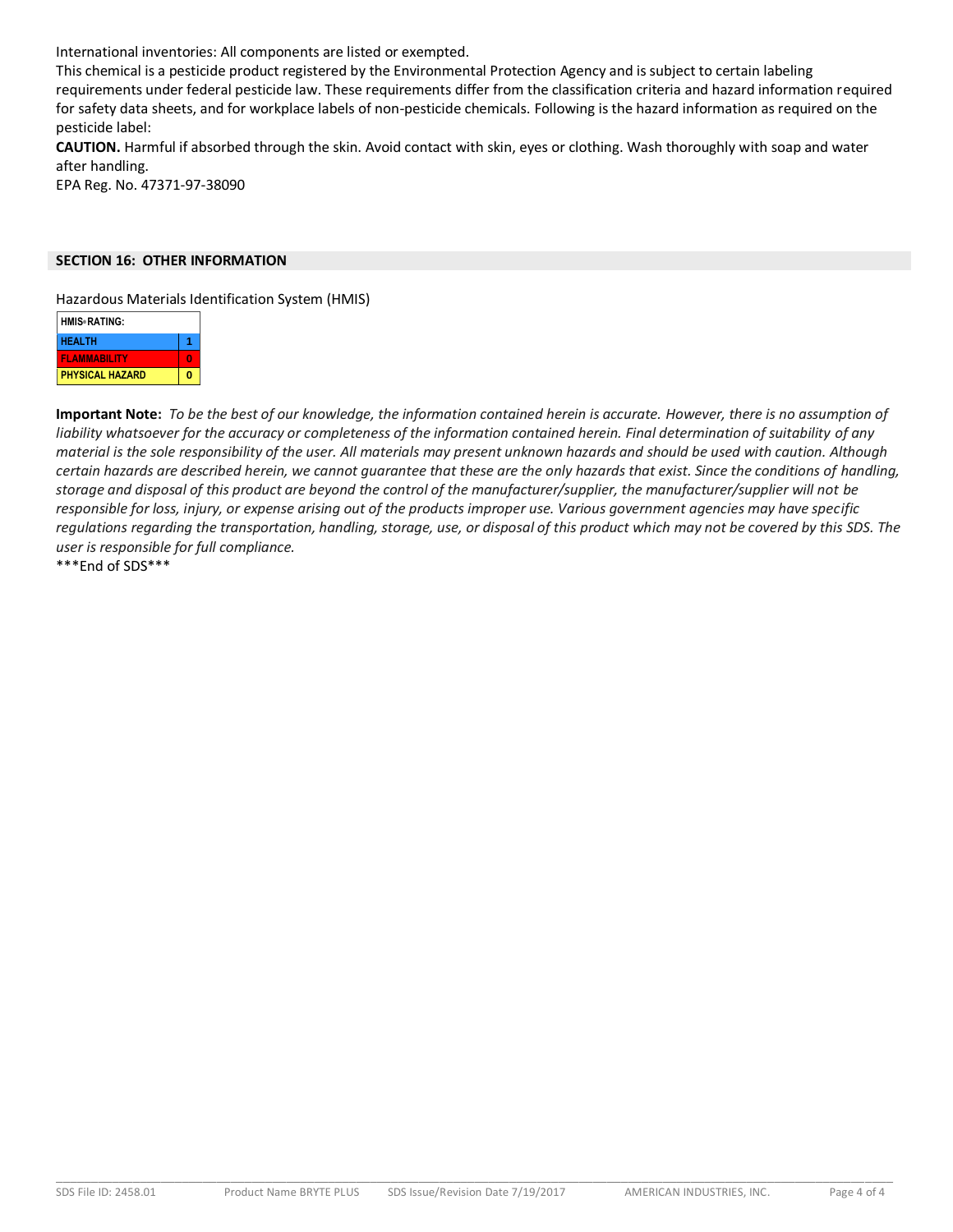International inventories: All components are listed or exempted.

This chemical is a pesticide product registered by the Environmental Protection Agency and is subject to certain labeling requirements under federal pesticide law. These requirements differ from the classification criteria and hazard information required for safety data sheets, and for workplace labels of non-pesticide chemicals. Following is the hazard information as required on the pesticide label:

**CAUTION.** Harmful if absorbed through the skin. Avoid contact with skin, eyes or clothing. Wash thoroughly with soap and water after handling.

EPA Reg. No. 47371-97-38090

## SECTION 16: OTHER INFORMATION

Hazardous Materials Identification System (HMIS)

| HMIS® RATING: | |
|---|---|
| HEALTH | 1 |
| FLAMMABILITY | 0 |
| PHYSICAL HAZARD | 0 |

**Important Note:** *To be the best of our knowledge, the information contained herein is accurate. However, there is no assumption of liability whatsoever for the accuracy or completeness of the information contained herein. Final determination of suitability of any material is the sole responsibility of the user. All materials may present unknown hazards and should be used with caution. Although certain hazards are described herein, we cannot guarantee that these are the only hazards that exist. Since the conditions of handling, storage and disposal of this product are beyond the control of the manufacturer/supplier, the manufacturer/supplier will not be responsible for loss, injury, or expense arising out of the products improper use. Various government agencies may have specific regulations regarding the transportation, handling, storage, use, or disposal of this product which may not be covered by this SDS. The user is responsible for full compliance.*

***End of SDS***